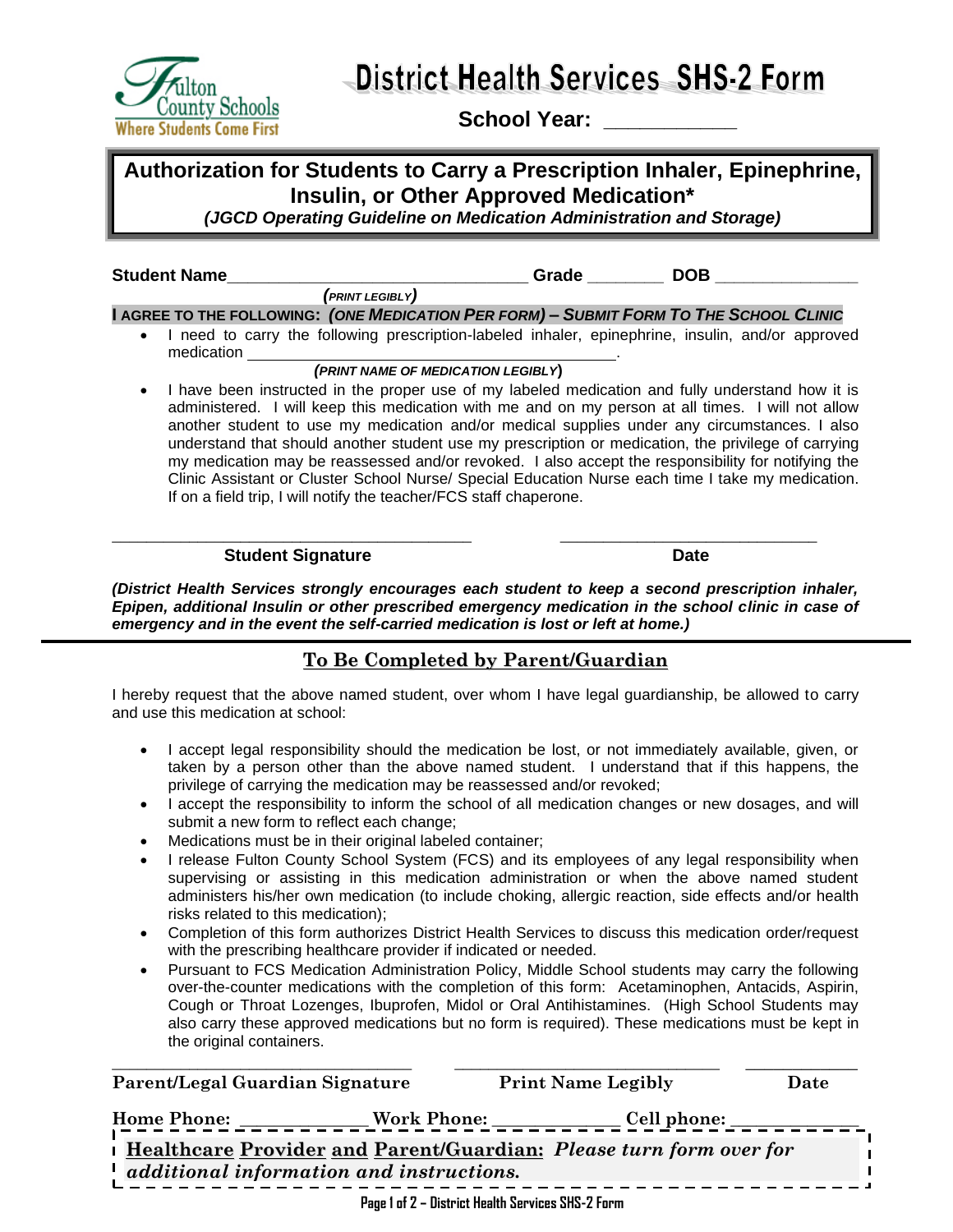Fulton County Schools
Where Students Come First

# District Health Services SHS-2 Form

**School Year:** ___________

## Authorization for Students to Carry a Prescription Inhaler, Epinephrine, Insulin, or Other Approved Medication*

***(JGCD Operating Guideline on Medication Administration and Storage)***

**Student Name**_______________________________ **Grade** ________ **DOB** _______________

***(PRINT LEGIBLY)***

**I AGREE TO THE FOLLOWING:** ***(ONE MEDICATION PER FORM) – SUBMIT FORM TO THE SCHOOL CLINIC***

- I need to carry the following prescription-labeled inhaler, epinephrine, insulin, and/or approved medication ________________________________________.
  ***(PRINT NAME OF MEDICATION LEGIBLY)***
- I have been instructed in the proper use of my labeled medication and fully understand how it is administered. I will keep this medication with me and on my person at all times. I will not allow another student to use my medication and/or medical supplies under any circumstances. I also understand that should another student use my prescription or medication, the privilege of carrying my medication may be reassessed and/or revoked. I also accept the responsibility for notifying the Clinic Assistant or Cluster School Nurse/ Special Education Nurse each time I take my medication. If on a field trip, I will notify the teacher/FCS staff chaperone.

______________________________________ ______________________________

**Student Signature** **Date**

***(District Health Services strongly encourages each student to keep a second prescription inhaler, Epipen, additional Insulin or other prescribed emergency medication in the school clinic in case of emergency and in the event the self-carried medication is lost or left at home.)***

## To Be Completed by Parent/Guardian

I hereby request that the above named student, over whom I have legal guardianship, be allowed to carry and use this medication at school:

- I accept legal responsibility should the medication be lost, or not immediately available, given, or taken by a person other than the above named student. I understand that if this happens, the privilege of carrying the medication may be reassessed and/or revoked;
- I accept the responsibility to inform the school of all medication changes or new dosages, and will submit a new form to reflect each change;
- Medications must be in their original labeled container;
- I release Fulton County School System (FCS) and its employees of any legal responsibility when supervising or assisting in this medication administration or when the above named student administers his/her own medication (to include choking, allergic reaction, side effects and/or health risks related to this medication);
- Completion of this form authorizes District Health Services to discuss this medication order/request with the prescribing healthcare provider if indicated or needed.
- Pursuant to FCS Medication Administration Policy, Middle School students may carry the following over-the-counter medications with the completion of this form: Acetaminophen, Antacids, Aspirin, Cough or Throat Lozenges, Ibuprofen, Midol or Oral Antihistamines. (High School Students may also carry these approved medications but no form is required). These medications must be kept in the original containers.

________________________________ ____________________________ ____________

**Parent/Legal Guardian Signature** **Print Name Legibly** **Date**

**Home Phone:** ______________ **Work Phone:** ______________ **Cell phone:** ______________

**Healthcare Provider and Parent/Guardian:** ***Please turn form over for additional information and instructions.***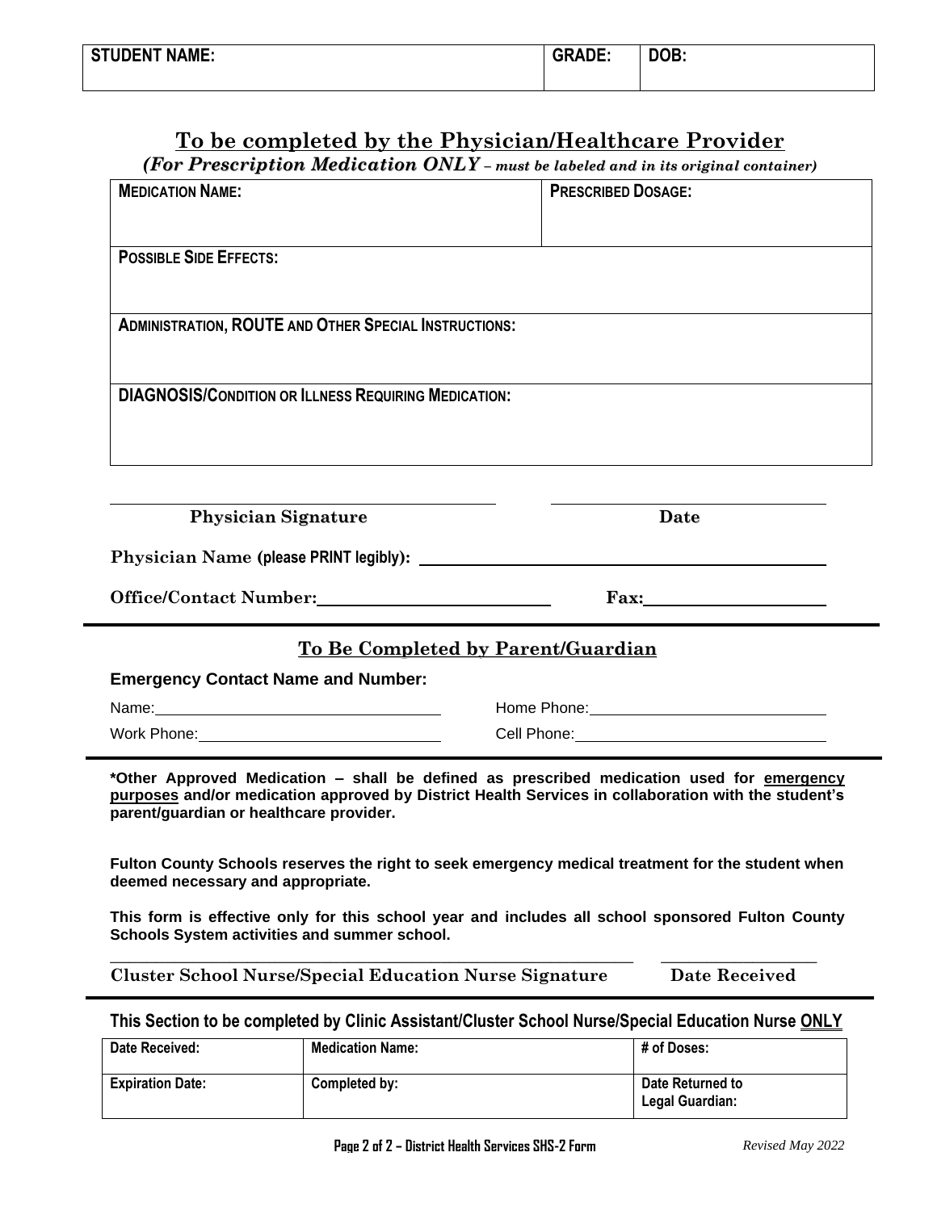| STUDENT NAME: | GRADE: | DOB: |
|---|---|---|
| | | |

## To be completed by the Physician/Healthcare Provider

***(For Prescription Medication ONLY** – must be labeled and in its original container)*

| MEDICATION NAME: | PRESCRIBED DOSAGE: |
|---|---|
| POSSIBLE SIDE EFFECTS: | |
| ADMINISTRATION, ROUTE AND OTHER SPECIAL INSTRUCTIONS: | |
| DIAGNOSIS/CONDITION OR ILLNESS REQUIRING MEDICATION: | |

**Physician Signature** ______________________ **Date** ______________________

**Physician Name (please PRINT legibly):** ______________________

**Office/Contact Number:** ______________________ **Fax:** ______________________

## To Be Completed by Parent/Guardian

**Emergency Contact Name and Number:**

Name: ______________________ Home Phone: ______________________

Work Phone: ______________________ Cell Phone: ______________________

**\*Other Approved Medication – shall be defined as prescribed medication used for emergency purposes and/or medication approved by District Health Services in collaboration with the student's parent/guardian or healthcare provider.**

**Fulton County Schools reserves the right to seek emergency medical treatment for the student when deemed necessary and appropriate.**

**This form is effective only for this school year and includes all school sponsored Fulton County Schools System activities and summer school.**

______________________ ______________________

**Cluster School Nurse/Special Education Nurse Signature** **Date Received**

**This Section to be completed by Clinic Assistant/Cluster School Nurse/Special Education Nurse ONLY**

| Date Received: | Medication Name: | # of Doses: |
|---|---|---|
| Expiration Date: | Completed by: | Date Returned to Legal Guardian: |

Page 2 of 2 – District Health Services SHS-2 Form *Revised May 2022*